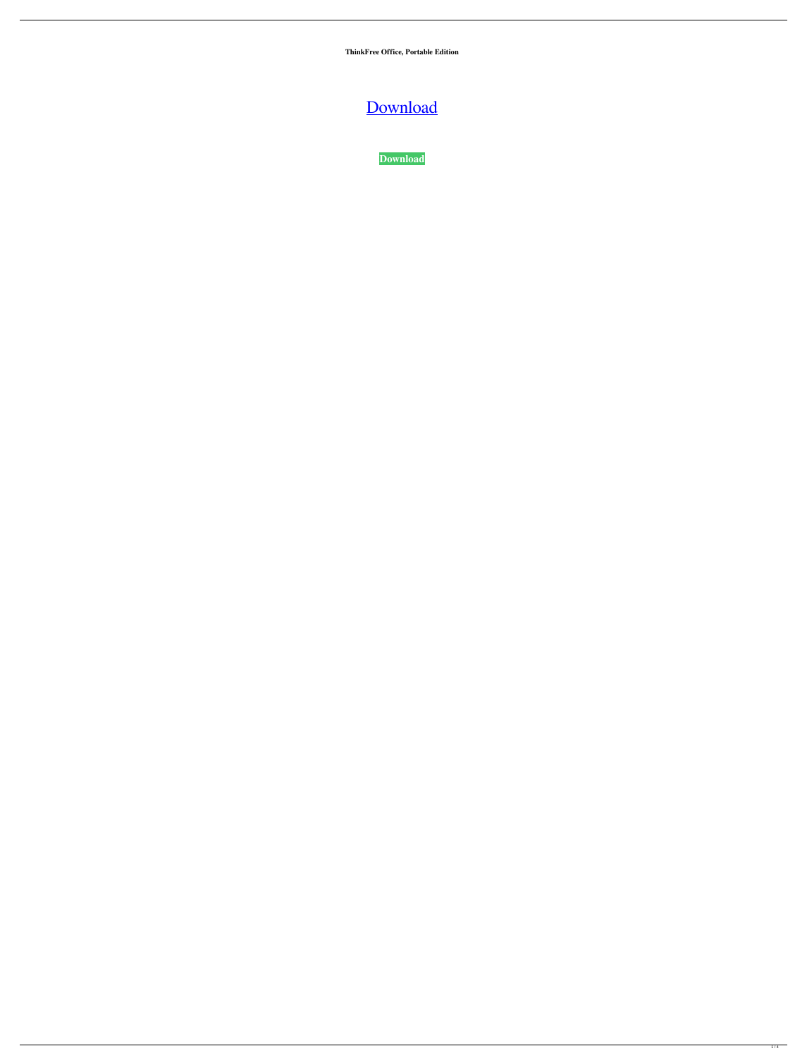**ThinkFree Office, Portable Edition**

Download

**Download**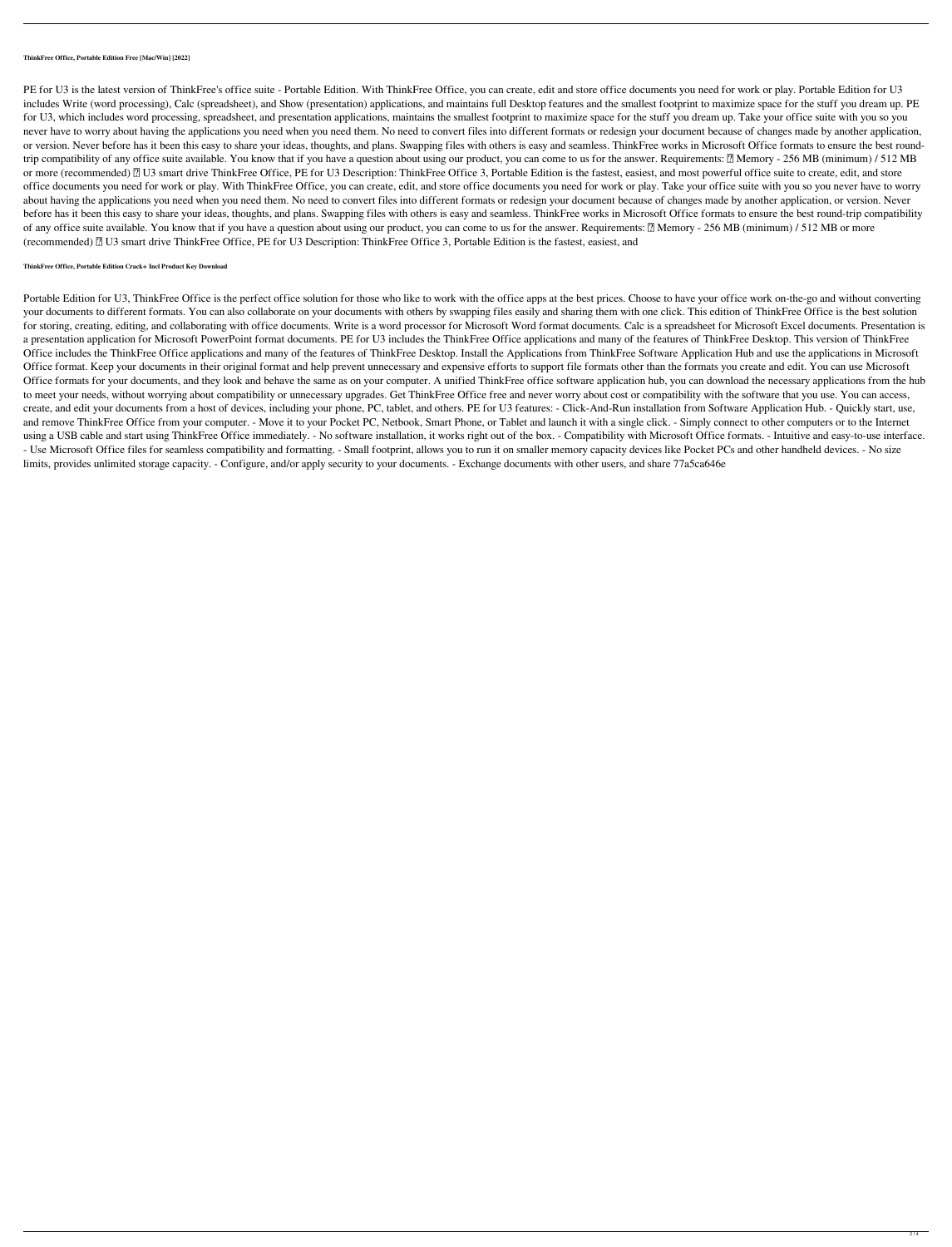#### ThinkFree Office, Portable Edition Free [Mac/Win] [2022]

PE for U3 is the latest version of ThinkFree's office suite - Portable Edition. With ThinkFree Office, you can create, edit and store office documents you need for work or play. Portable Edition for U3 includes Write (word processing), Calc (spreadsheet), and Show (presentation) applications, and maintains full Desktop features and the smallest footprint to maximize space for the stuff you dream up. PE for U3, which includes word processing, spreadsheet, and presentation applications, maintains the smallest footprint to maximize space for the stuff you dream up. Take your office suite with you so you never have to worry about having the applications you need when you need them. No need to convert files into different formats or redesign your document because of changes made by another application, or version. Never before has it been this easy to share your ideas, thoughts, and plans. Swapping files with others is easy and seamless. ThinkFree works in Microsoft Office formats to ensure the best round-trip compatibility of any office suite available. You know that if you have a question about using our product, you can come to us for the answer. Requirements: ▯ Memory - 256 MB (minimum) / 512 MB or more (recommended) ▯ U3 smart drive ThinkFree Office, PE for U3 Description: ThinkFree Office 3, Portable Edition is the fastest, easiest, and most powerful office suite to create, edit, and store office documents you need for work or play. With ThinkFree Office, you can create, edit, and store office documents you need for work or play. Take your office suite with you so you never have to worry about having the applications you need when you need them. No need to convert files into different formats or redesign your document because of changes made by another application, or version. Never before has it been this easy to share your ideas, thoughts, and plans. Swapping files with others is easy and seamless. ThinkFree works in Microsoft Office formats to ensure the best round-trip compatibility of any office suite available. You know that if you have a question about using our product, you can come to us for the answer. Requirements: ▯ Memory - 256 MB (minimum) / 512 MB or more (recommended) ▯ U3 smart drive ThinkFree Office, PE for U3 Description: ThinkFree Office 3, Portable Edition is the fastest, easiest, and

#### ThinkFree Office, Portable Edition Crack+ Incl Product Key Download

Portable Edition for U3, ThinkFree Office is the perfect office solution for those who like to work with the office apps at the best prices. Choose to have your office work on-the-go and without converting your documents to different formats. You can also collaborate on your documents with others by swapping files easily and sharing them with one click. This edition of ThinkFree Office is the best solution for storing, creating, editing, and collaborating with office documents. Write is a word processor for Microsoft Word format documents. Calc is a spreadsheet for Microsoft Excel documents. Presentation is a presentation application for Microsoft PowerPoint format documents. PE for U3 includes the ThinkFree Office applications and many of the features of ThinkFree Desktop. This version of ThinkFree Office includes the ThinkFree Office applications and many of the features of ThinkFree Desktop. Install the Applications from ThinkFree Software Application Hub and use the applications in Microsoft Office format. Keep your documents in their original format and help prevent unnecessary and expensive efforts to support file formats other than the formats you create and edit. You can use Microsoft Office formats for your documents, and they look and behave the same as on your computer. A unified ThinkFree office software application hub, you can download the necessary applications from the hub to meet your needs, without worrying about compatibility or unnecessary upgrades. Get ThinkFree Office free and never worry about cost or compatibility with the software that you use. You can access, create, and edit your documents from a host of devices, including your phone, PC, tablet, and others. PE for U3 features: - Click-And-Run installation from Software Application Hub. - Quickly start, use, and remove ThinkFree Office from your computer. - Move it to your Pocket PC, Netbook, Smart Phone, or Tablet and launch it with a single click. - Simply connect to other computers or to the Internet using a USB cable and start using ThinkFree Office immediately. - No software installation, it works right out of the box. - Compatibility with Microsoft Office formats. - Intuitive and easy-to-use interface. - Use Microsoft Office files for seamless compatibility and formatting. - Small footprint, allows you to run it on smaller memory capacity devices like Pocket PCs and other handheld devices. - No size limits, provides unlimited storage capacity. - Configure, and/or apply security to your documents. - Exchange documents with other users, and share 77a5ca646e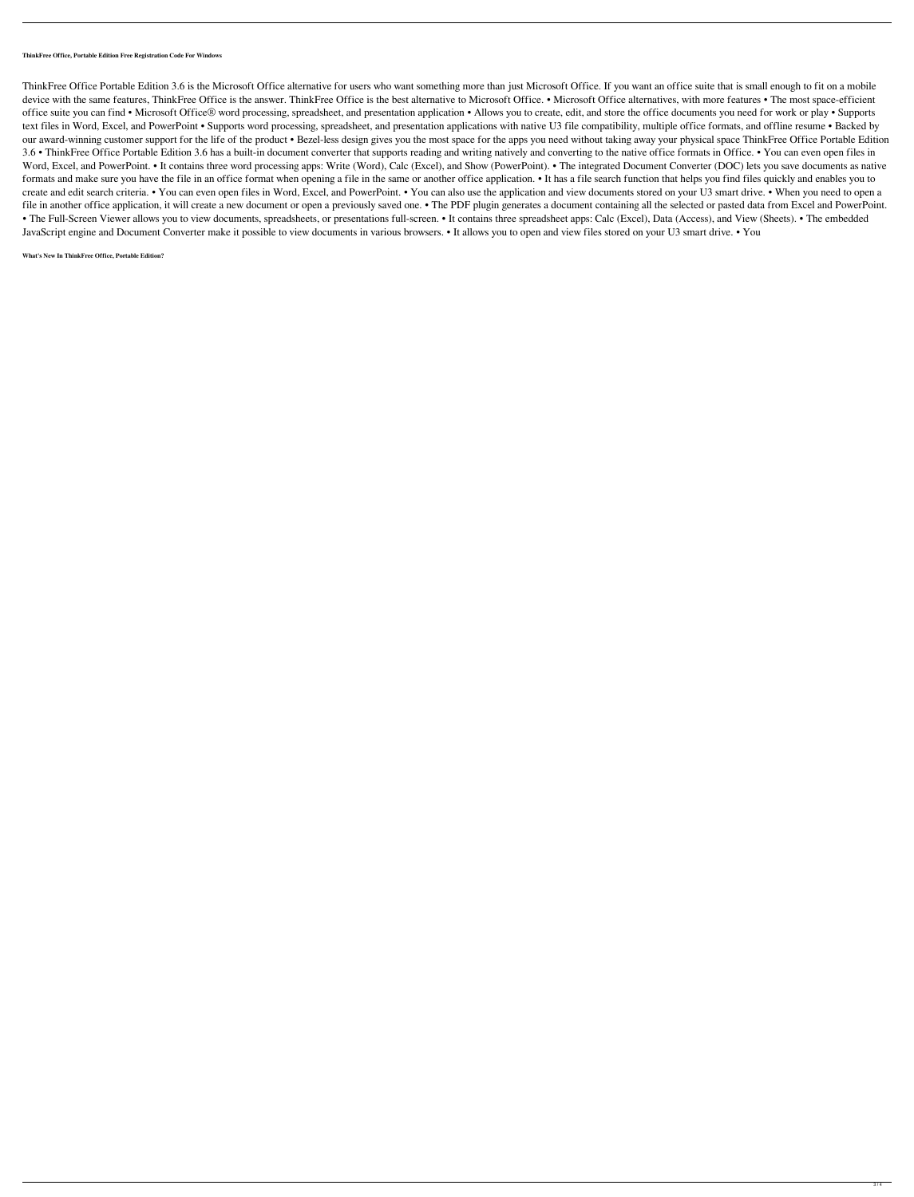**ThinkFree Office, Portable Edition Free Registration Code For Windows**

ThinkFree Office Portable Edition 3.6 is the Microsoft Office alternative for users who want something more than just Microsoft Office. If you want an office suite that is small enough to fit on a mobile device with the same features, ThinkFree Office is the answer. ThinkFree Office is the best alternative to Microsoft Office. • Microsoft Office alternatives, with more features • The most space-efficient office suite you can find • Microsoft Office® word processing, spreadsheet, and presentation application • Allows you to create, edit, and store the office documents you need for work or play • Supports text files in Word, Excel, and PowerPoint • Supports word processing, spreadsheet, and presentation applications with native U3 file compatibility, multiple office formats, and offline resume • Backed by our award-winning customer support for the life of the product • Bezel-less design gives you the most space for the apps you need without taking away your physical space ThinkFree Office Portable Edition 3.6 • ThinkFree Office Portable Edition 3.6 has a built-in document converter that supports reading and writing natively and converting to the native office formats in Office. • You can even open files in Word, Excel, and PowerPoint. • It contains three word processing apps: Write (Word), Calc (Excel), and Show (PowerPoint). • The integrated Document Converter (DOC) lets you save documents as native formats and make sure you have the file in an office format when opening a file in the same or another office application. • It has a file search function that helps you find files quickly and enables you to create and edit search criteria. • You can even open files in Word, Excel, and PowerPoint. • You can also use the application and view documents stored on your U3 smart drive. • When you need to open a file in another office application, it will create a new document or open a previously saved one. • The PDF plugin generates a document containing all the selected or pasted data from Excel and PowerPoint. • The Full-Screen Viewer allows you to view documents, spreadsheets, or presentations full-screen. • It contains three spreadsheet apps: Calc (Excel), Data (Access), and View (Sheets). • The embedded JavaScript engine and Document Converter make it possible to view documents in various browsers. • It allows you to open and view files stored on your U3 smart drive. • You

**What's New In ThinkFree Office, Portable Edition?**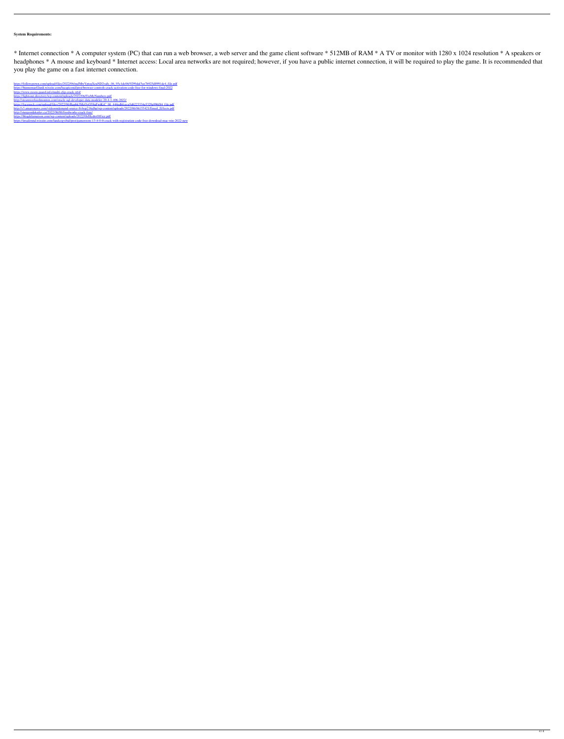**System Requirements:**

* Internet connection * A computer system (PC) that can run a web browser, a web server and the game client software * 512MB of RAM * A TV or monitor with 1280 x 1024 resolution * A speakers or headphones * A mouse and keyboard * Internet access: Local area networks are not required; however, if you have a public internet connection, it will be required to play the game. It is recommended that you play the game on a fast internet connection.

https://followgrown.com/upload/files/2022/06/mdMwYptagXeuND2valy_06_95c1de06f9299daf5ee7b925d0991dc4_file.pdf
https://bimmomarfilank.wixsite.com/lucapicsmd/post/browser-controls-crack-activation-code-free-for-windows-final-2022
https://www.raven-guard.info/multi-clip-crack-x64/
https://fajrisoft.directory/wp-content/uploads/2022/06/FixMyNumbers.pdf
http://steamworksedmonton.com/oracle-sql-developer-data-modeler-20-4-1-406-2022/
https://faceneck.com/upload/files/2022/06/RaphkSMcOyO58uFwtKiC_06_444edbfcea5d622334e5329a996f84_file.pdf
http://s3.amazonaws.com/videoondemand-source-8vbop216albp/wp-content/uploads/2022/06/06155421/Email_Effects.pdf
http://sturgeonlakedev.ca/2022/06/06/foodworks-crack-free/
https://blogdelamaison.com/wp-content/uploads/2022/06/HydroOffice.pdf
https://inxalinstal.wixsite.com/landcopvibal/post/gameroom-13-4-0-0-crack-with-registration-code-free-download-mac-win-2022-new